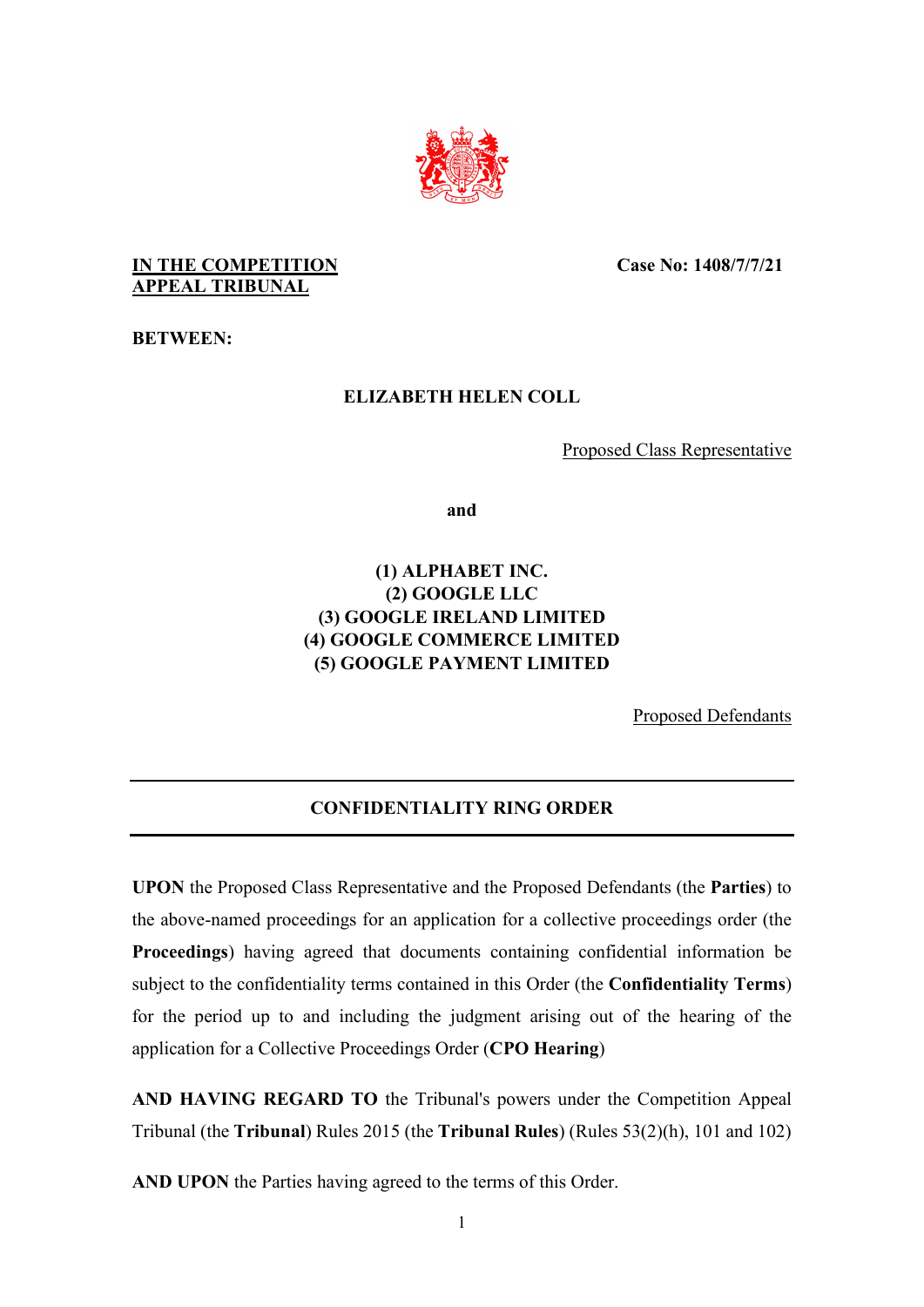**IN THE COMPETITION APPEAL TRIBUNAL**

**Case No: 1408/7/7/21**

**BETWEEN:**

**ELIZABETH HELEN COLL**

Proposed Class Representative

**and**

**(1) ALPHABET INC.**
**(2) GOOGLE LLC**
**(3) GOOGLE IRELAND LIMITED**
**(4) GOOGLE COMMERCE LIMITED**
**(5) GOOGLE PAYMENT LIMITED**

Proposed Defendants

---

**CONFIDENTIALITY RING ORDER**

---

**UPON** the Proposed Class Representative and the Proposed Defendants (the **Parties**) to the above-named proceedings for an application for a collective proceedings order (the **Proceedings**) having agreed that documents containing confidential information be subject to the confidentiality terms contained in this Order (the **Confidentiality Terms**) for the period up to and including the judgment arising out of the hearing of the application for a Collective Proceedings Order (**CPO Hearing**)

**AND HAVING REGARD TO** the Tribunal's powers under the Competition Appeal Tribunal (the **Tribunal**) Rules 2015 (the **Tribunal Rules**) (Rules 53(2)(h), 101 and 102)

**AND UPON** the Parties having agreed to the terms of this Order.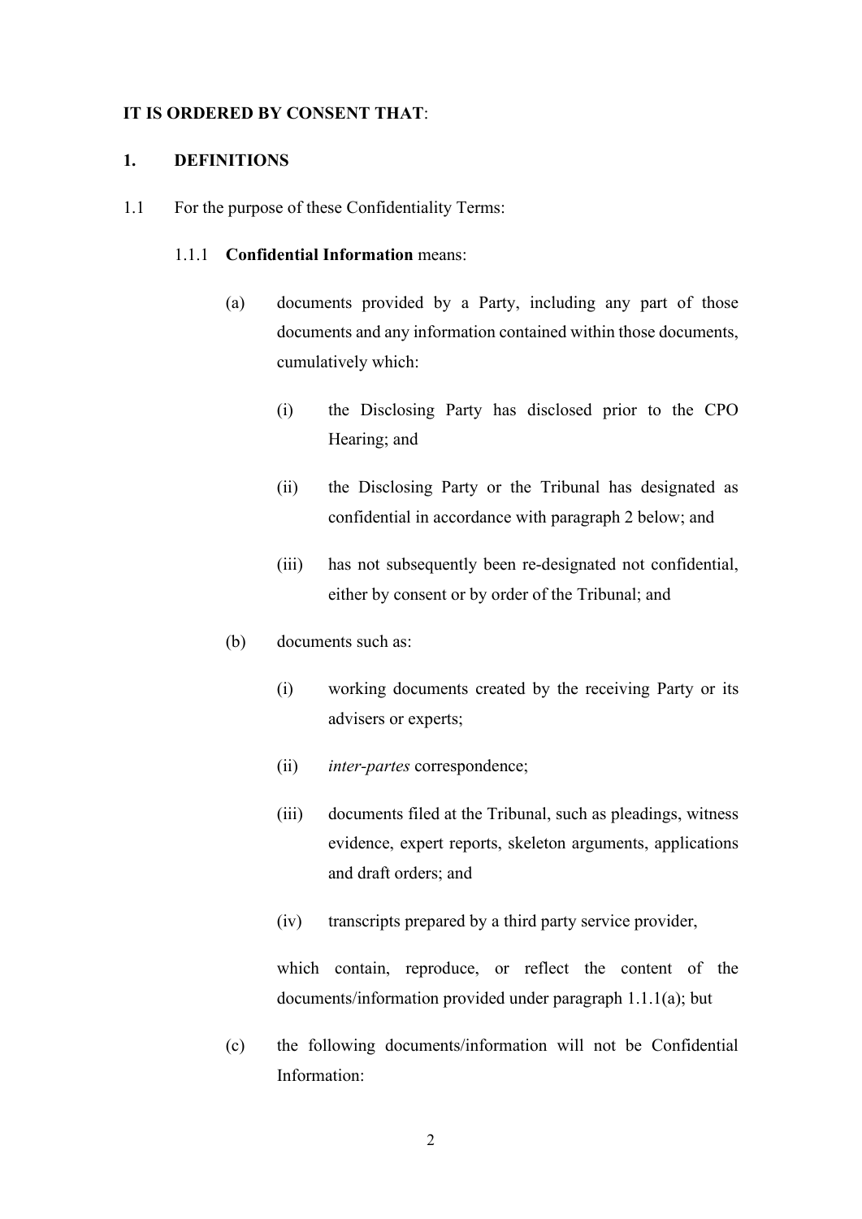**IT IS ORDERED BY CONSENT THAT**:

## 1. DEFINITIONS

1.1 For the purpose of these Confidentiality Terms:

1.1.1 **Confidential Information** means:

(a) documents provided by a Party, including any part of those documents and any information contained within those documents, cumulatively which:

(i) the Disclosing Party has disclosed prior to the CPO Hearing; and

(ii) the Disclosing Party or the Tribunal has designated as confidential in accordance with paragraph 2 below; and

(iii) has not subsequently been re-designated not confidential, either by consent or by order of the Tribunal; and

(b) documents such as:

(i) working documents created by the receiving Party or its advisers or experts;

(ii) *inter-partes* correspondence;

(iii) documents filed at the Tribunal, such as pleadings, witness evidence, expert reports, skeleton arguments, applications and draft orders; and

(iv) transcripts prepared by a third party service provider,

which contain, reproduce, or reflect the content of the documents/information provided under paragraph 1.1.1(a); but

(c) the following documents/information will not be Confidential Information: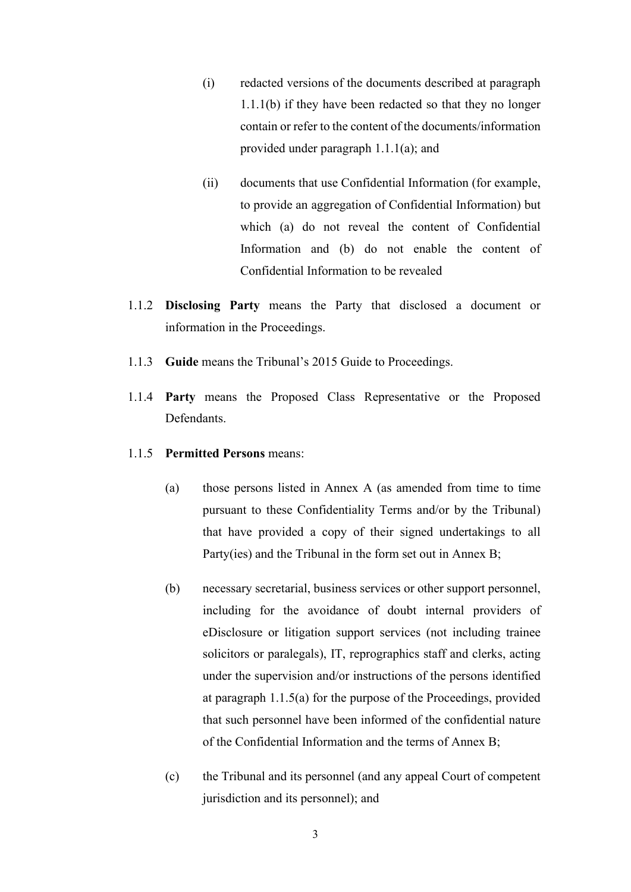(i) redacted versions of the documents described at paragraph 1.1.1(b) if they have been redacted so that they no longer contain or refer to the content of the documents/information provided under paragraph 1.1.1(a); and

(ii) documents that use Confidential Information (for example, to provide an aggregation of Confidential Information) but which (a) do not reveal the content of Confidential Information and (b) do not enable the content of Confidential Information to be revealed

1.1.2 **Disclosing Party** means the Party that disclosed a document or information in the Proceedings.

1.1.3 **Guide** means the Tribunal's 2015 Guide to Proceedings.

1.1.4 **Party** means the Proposed Class Representative or the Proposed Defendants.

1.1.5 **Permitted Persons** means:

(a) those persons listed in Annex A (as amended from time to time pursuant to these Confidentiality Terms and/or by the Tribunal) that have provided a copy of their signed undertakings to all Party(ies) and the Tribunal in the form set out in Annex B;

(b) necessary secretarial, business services or other support personnel, including for the avoidance of doubt internal providers of eDisclosure or litigation support services (not including trainee solicitors or paralegals), IT, reprographics staff and clerks, acting under the supervision and/or instructions of the persons identified at paragraph 1.1.5(a) for the purpose of the Proceedings, provided that such personnel have been informed of the confidential nature of the Confidential Information and the terms of Annex B;

(c) the Tribunal and its personnel (and any appeal Court of competent jurisdiction and its personnel); and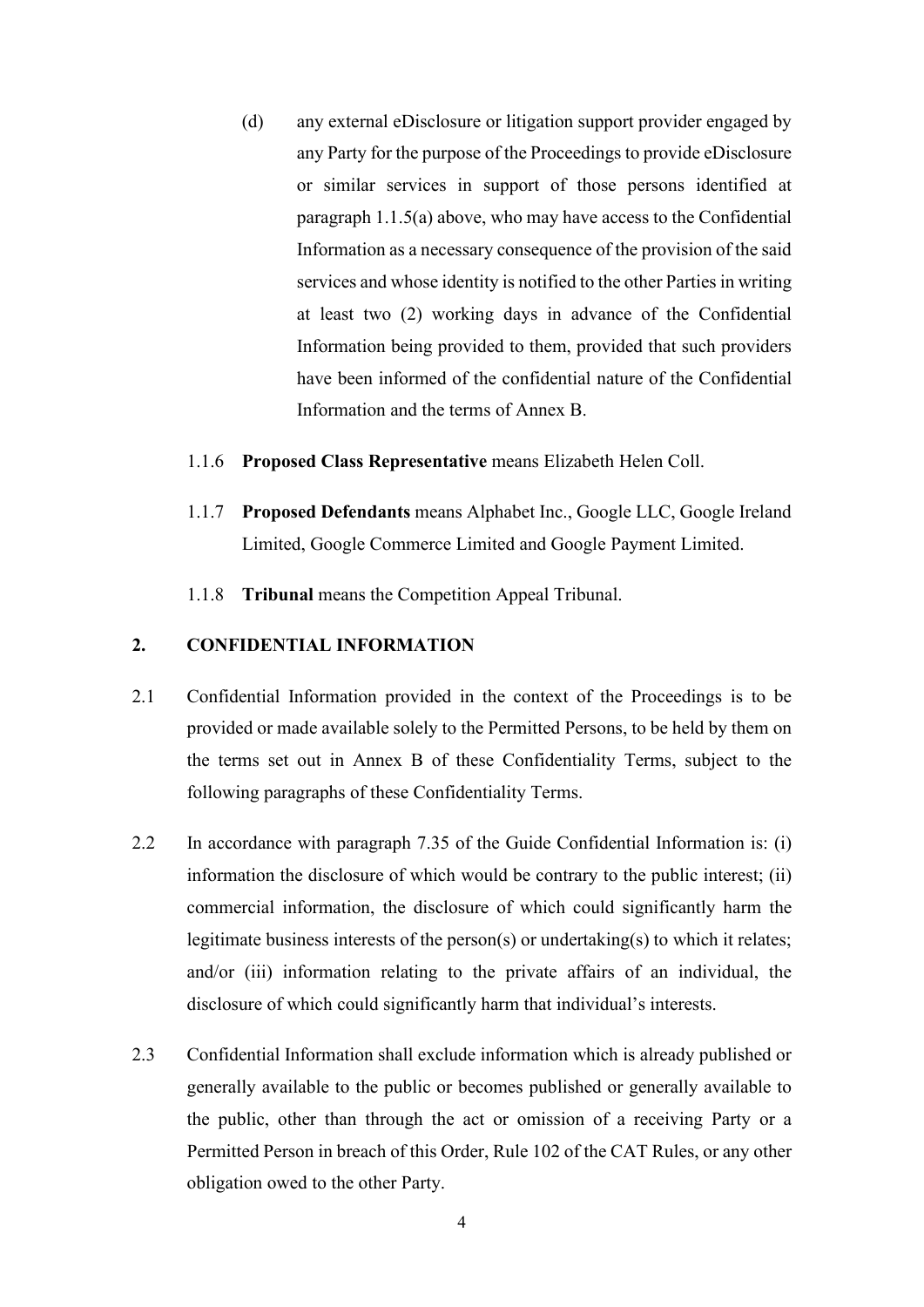(d) any external eDisclosure or litigation support provider engaged by any Party for the purpose of the Proceedings to provide eDisclosure or similar services in support of those persons identified at paragraph 1.1.5(a) above, who may have access to the Confidential Information as a necessary consequence of the provision of the said services and whose identity is notified to the other Parties in writing at least two (2) working days in advance of the Confidential Information being provided to them, provided that such providers have been informed of the confidential nature of the Confidential Information and the terms of Annex B.

1.1.6 **Proposed Class Representative** means Elizabeth Helen Coll.

1.1.7 **Proposed Defendants** means Alphabet Inc., Google LLC, Google Ireland Limited, Google Commerce Limited and Google Payment Limited.

1.1.8 **Tribunal** means the Competition Appeal Tribunal.

## 2. CONFIDENTIAL INFORMATION

2.1 Confidential Information provided in the context of the Proceedings is to be provided or made available solely to the Permitted Persons, to be held by them on the terms set out in Annex B of these Confidentiality Terms, subject to the following paragraphs of these Confidentiality Terms.

2.2 In accordance with paragraph 7.35 of the Guide Confidential Information is: (i) information the disclosure of which would be contrary to the public interest; (ii) commercial information, the disclosure of which could significantly harm the legitimate business interests of the person(s) or undertaking(s) to which it relates; and/or (iii) information relating to the private affairs of an individual, the disclosure of which could significantly harm that individual's interests.

2.3 Confidential Information shall exclude information which is already published or generally available to the public or becomes published or generally available to the public, other than through the act or omission of a receiving Party or a Permitted Person in breach of this Order, Rule 102 of the CAT Rules, or any other obligation owed to the other Party.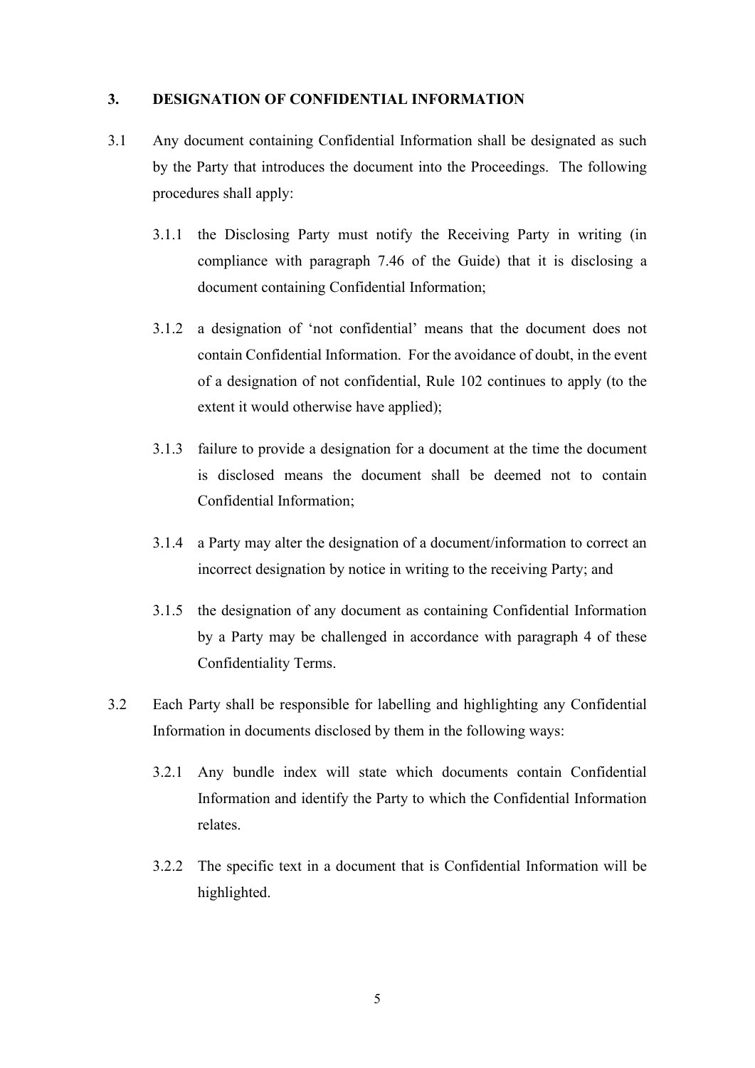## 3. DESIGNATION OF CONFIDENTIAL INFORMATION

3.1 Any document containing Confidential Information shall be designated as such by the Party that introduces the document into the Proceedings. The following procedures shall apply:

3.1.1 the Disclosing Party must notify the Receiving Party in writing (in compliance with paragraph 7.46 of the Guide) that it is disclosing a document containing Confidential Information;

3.1.2 a designation of 'not confidential' means that the document does not contain Confidential Information. For the avoidance of doubt, in the event of a designation of not confidential, Rule 102 continues to apply (to the extent it would otherwise have applied);

3.1.3 failure to provide a designation for a document at the time the document is disclosed means the document shall be deemed not to contain Confidential Information;

3.1.4 a Party may alter the designation of a document/information to correct an incorrect designation by notice in writing to the receiving Party; and

3.1.5 the designation of any document as containing Confidential Information by a Party may be challenged in accordance with paragraph 4 of these Confidentiality Terms.

3.2 Each Party shall be responsible for labelling and highlighting any Confidential Information in documents disclosed by them in the following ways:

3.2.1 Any bundle index will state which documents contain Confidential Information and identify the Party to which the Confidential Information relates.

3.2.2 The specific text in a document that is Confidential Information will be highlighted.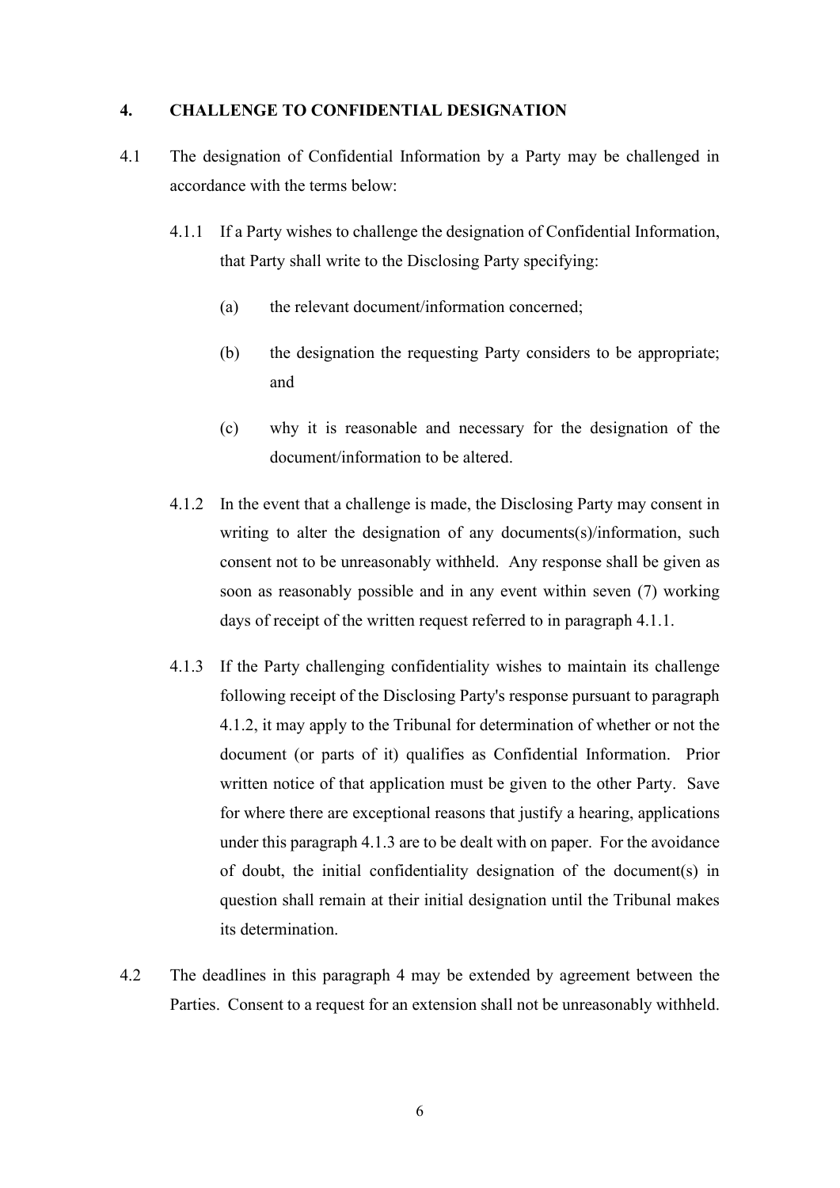## 4. CHALLENGE TO CONFIDENTIAL DESIGNATION

4.1 The designation of Confidential Information by a Party may be challenged in accordance with the terms below:

4.1.1 If a Party wishes to challenge the designation of Confidential Information, that Party shall write to the Disclosing Party specifying:

(a) the relevant document/information concerned;

(b) the designation the requesting Party considers to be appropriate; and

(c) why it is reasonable and necessary for the designation of the document/information to be altered.

4.1.2 In the event that a challenge is made, the Disclosing Party may consent in writing to alter the designation of any documents(s)/information, such consent not to be unreasonably withheld. Any response shall be given as soon as reasonably possible and in any event within seven (7) working days of receipt of the written request referred to in paragraph 4.1.1.

4.1.3 If the Party challenging confidentiality wishes to maintain its challenge following receipt of the Disclosing Party's response pursuant to paragraph 4.1.2, it may apply to the Tribunal for determination of whether or not the document (or parts of it) qualifies as Confidential Information. Prior written notice of that application must be given to the other Party. Save for where there are exceptional reasons that justify a hearing, applications under this paragraph 4.1.3 are to be dealt with on paper. For the avoidance of doubt, the initial confidentiality designation of the document(s) in question shall remain at their initial designation until the Tribunal makes its determination.

4.2 The deadlines in this paragraph 4 may be extended by agreement between the Parties. Consent to a request for an extension shall not be unreasonably withheld.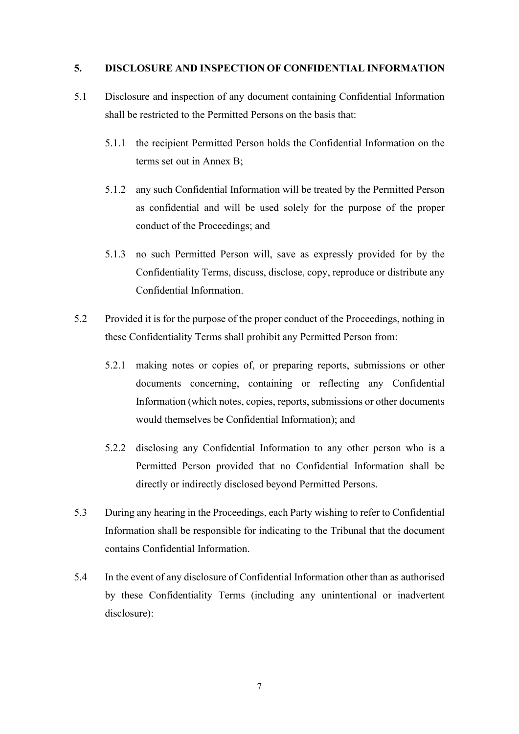## 5. DISCLOSURE AND INSPECTION OF CONFIDENTIAL INFORMATION

5.1 Disclosure and inspection of any document containing Confidential Information shall be restricted to the Permitted Persons on the basis that:

5.1.1 the recipient Permitted Person holds the Confidential Information on the terms set out in Annex B;

5.1.2 any such Confidential Information will be treated by the Permitted Person as confidential and will be used solely for the purpose of the proper conduct of the Proceedings; and

5.1.3 no such Permitted Person will, save as expressly provided for by the Confidentiality Terms, discuss, disclose, copy, reproduce or distribute any Confidential Information.

5.2 Provided it is for the purpose of the proper conduct of the Proceedings, nothing in these Confidentiality Terms shall prohibit any Permitted Person from:

5.2.1 making notes or copies of, or preparing reports, submissions or other documents concerning, containing or reflecting any Confidential Information (which notes, copies, reports, submissions or other documents would themselves be Confidential Information); and

5.2.2 disclosing any Confidential Information to any other person who is a Permitted Person provided that no Confidential Information shall be directly or indirectly disclosed beyond Permitted Persons.

5.3 During any hearing in the Proceedings, each Party wishing to refer to Confidential Information shall be responsible for indicating to the Tribunal that the document contains Confidential Information.

5.4 In the event of any disclosure of Confidential Information other than as authorised by these Confidentiality Terms (including any unintentional or inadvertent disclosure):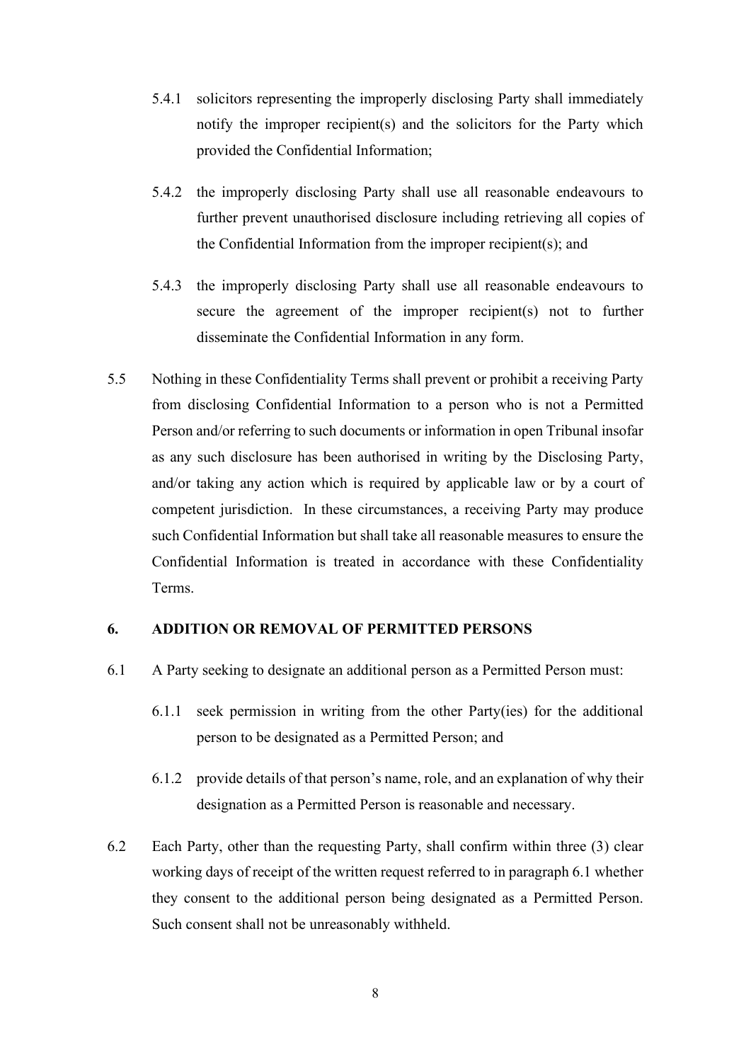5.4.1 solicitors representing the improperly disclosing Party shall immediately notify the improper recipient(s) and the solicitors for the Party which provided the Confidential Information;

5.4.2 the improperly disclosing Party shall use all reasonable endeavours to further prevent unauthorised disclosure including retrieving all copies of the Confidential Information from the improper recipient(s); and

5.4.3 the improperly disclosing Party shall use all reasonable endeavours to secure the agreement of the improper recipient(s) not to further disseminate the Confidential Information in any form.

5.5 Nothing in these Confidentiality Terms shall prevent or prohibit a receiving Party from disclosing Confidential Information to a person who is not a Permitted Person and/or referring to such documents or information in open Tribunal insofar as any such disclosure has been authorised in writing by the Disclosing Party, and/or taking any action which is required by applicable law or by a court of competent jurisdiction. In these circumstances, a receiving Party may produce such Confidential Information but shall take all reasonable measures to ensure the Confidential Information is treated in accordance with these Confidentiality Terms.

## 6. ADDITION OR REMOVAL OF PERMITTED PERSONS

6.1 A Party seeking to designate an additional person as a Permitted Person must:

6.1.1 seek permission in writing from the other Party(ies) for the additional person to be designated as a Permitted Person; and

6.1.2 provide details of that person's name, role, and an explanation of why their designation as a Permitted Person is reasonable and necessary.

6.2 Each Party, other than the requesting Party, shall confirm within three (3) clear working days of receipt of the written request referred to in paragraph 6.1 whether they consent to the additional person being designated as a Permitted Person. Such consent shall not be unreasonably withheld.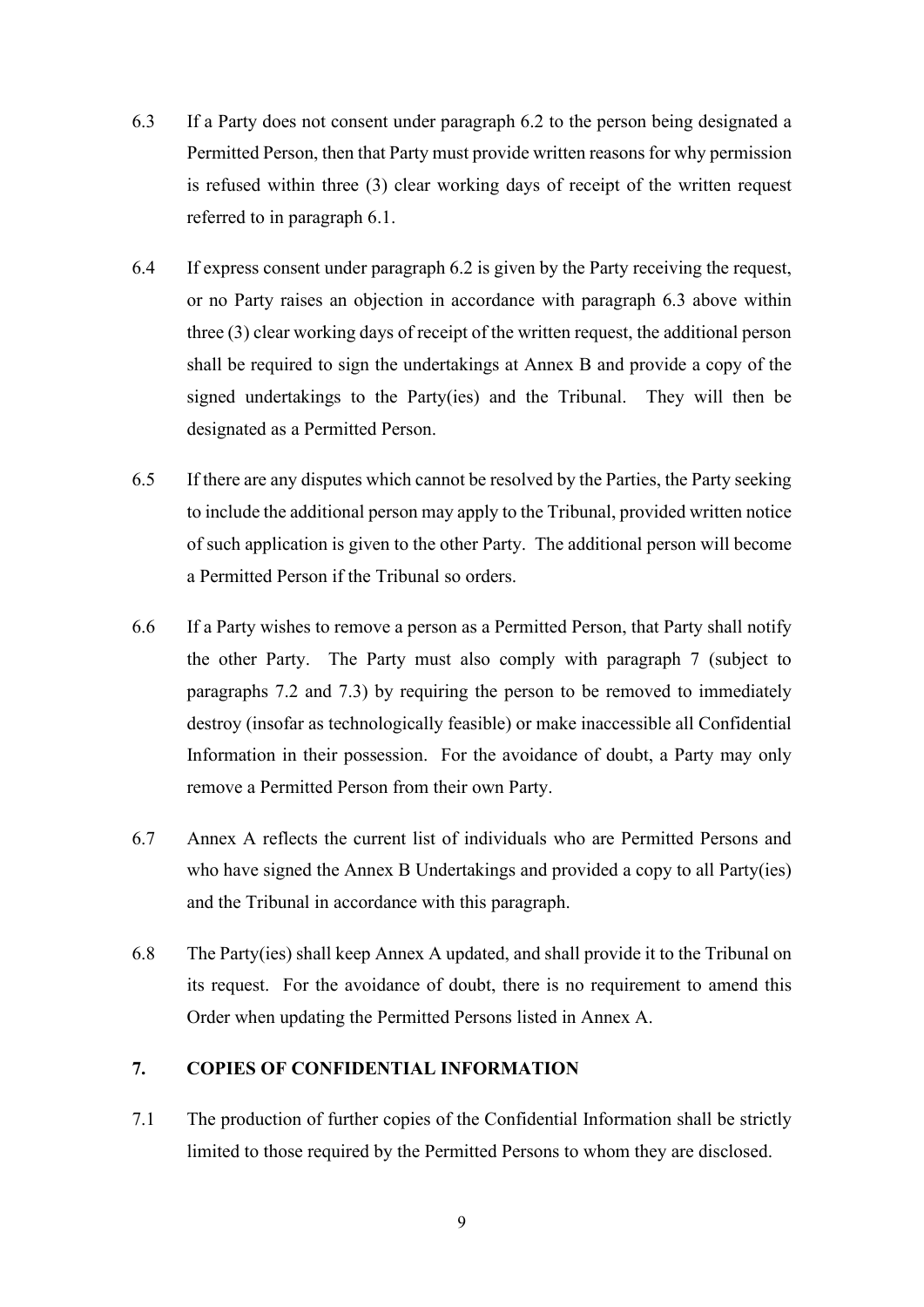6.3 If a Party does not consent under paragraph 6.2 to the person being designated a Permitted Person, then that Party must provide written reasons for why permission is refused within three (3) clear working days of receipt of the written request referred to in paragraph 6.1.

6.4 If express consent under paragraph 6.2 is given by the Party receiving the request, or no Party raises an objection in accordance with paragraph 6.3 above within three (3) clear working days of receipt of the written request, the additional person shall be required to sign the undertakings at Annex B and provide a copy of the signed undertakings to the Party(ies) and the Tribunal. They will then be designated as a Permitted Person.

6.5 If there are any disputes which cannot be resolved by the Parties, the Party seeking to include the additional person may apply to the Tribunal, provided written notice of such application is given to the other Party. The additional person will become a Permitted Person if the Tribunal so orders.

6.6 If a Party wishes to remove a person as a Permitted Person, that Party shall notify the other Party. The Party must also comply with paragraph 7 (subject to paragraphs 7.2 and 7.3) by requiring the person to be removed to immediately destroy (insofar as technologically feasible) or make inaccessible all Confidential Information in their possession. For the avoidance of doubt, a Party may only remove a Permitted Person from their own Party.

6.7 Annex A reflects the current list of individuals who are Permitted Persons and who have signed the Annex B Undertakings and provided a copy to all Party(ies) and the Tribunal in accordance with this paragraph.

6.8 The Party(ies) shall keep Annex A updated, and shall provide it to the Tribunal on its request. For the avoidance of doubt, there is no requirement to amend this Order when updating the Permitted Persons listed in Annex A.

## 7. COPIES OF CONFIDENTIAL INFORMATION

7.1 The production of further copies of the Confidential Information shall be strictly limited to those required by the Permitted Persons to whom they are disclosed.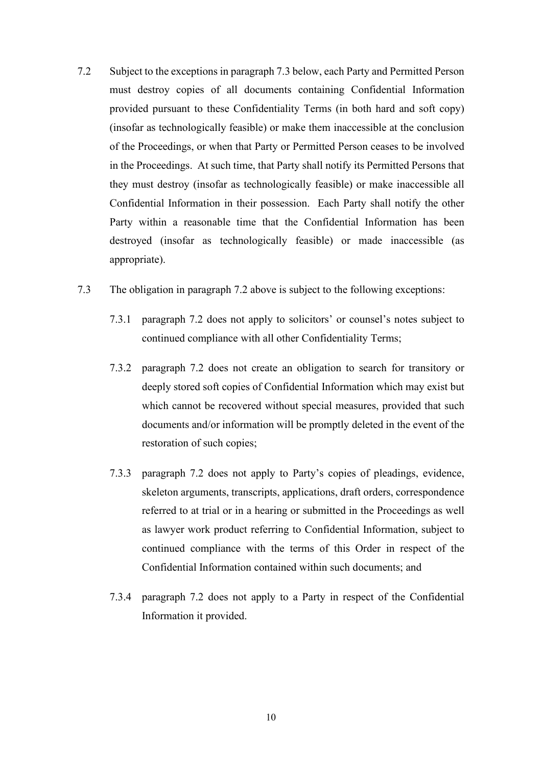7.2 Subject to the exceptions in paragraph 7.3 below, each Party and Permitted Person must destroy copies of all documents containing Confidential Information provided pursuant to these Confidentiality Terms (in both hard and soft copy) (insofar as technologically feasible) or make them inaccessible at the conclusion of the Proceedings, or when that Party or Permitted Person ceases to be involved in the Proceedings. At such time, that Party shall notify its Permitted Persons that they must destroy (insofar as technologically feasible) or make inaccessible all Confidential Information in their possession. Each Party shall notify the other Party within a reasonable time that the Confidential Information has been destroyed (insofar as technologically feasible) or made inaccessible (as appropriate).

7.3 The obligation in paragraph 7.2 above is subject to the following exceptions:

7.3.1 paragraph 7.2 does not apply to solicitors' or counsel's notes subject to continued compliance with all other Confidentiality Terms;

7.3.2 paragraph 7.2 does not create an obligation to search for transitory or deeply stored soft copies of Confidential Information which may exist but which cannot be recovered without special measures, provided that such documents and/or information will be promptly deleted in the event of the restoration of such copies;

7.3.3 paragraph 7.2 does not apply to Party's copies of pleadings, evidence, skeleton arguments, transcripts, applications, draft orders, correspondence referred to at trial or in a hearing or submitted in the Proceedings as well as lawyer work product referring to Confidential Information, subject to continued compliance with the terms of this Order in respect of the Confidential Information contained within such documents; and

7.3.4 paragraph 7.2 does not apply to a Party in respect of the Confidential Information it provided.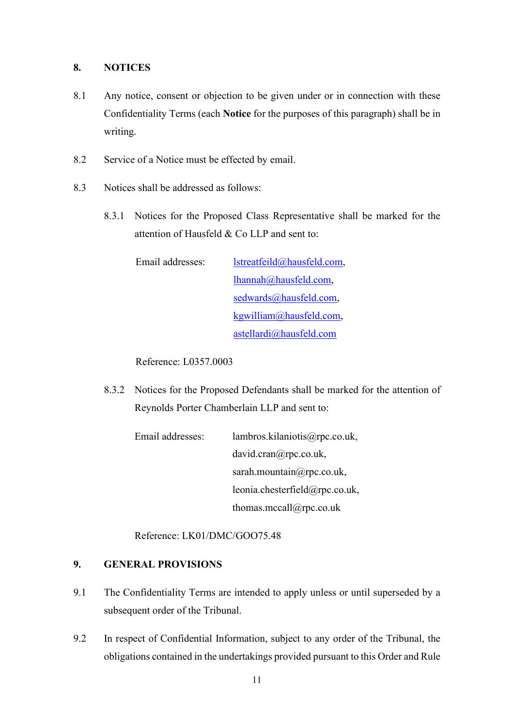## 8. NOTICES

8.1 Any notice, consent or objection to be given under or in connection with these Confidentiality Terms (each **Notice** for the purposes of this paragraph) shall be in writing.

8.2 Service of a Notice must be effected by email.

8.3 Notices shall be addressed as follows:

8.3.1 Notices for the Proposed Class Representative shall be marked for the attention of Hausfeld & Co LLP and sent to:

Email addresses: lstreatfeild@hausfeld.com, lhannah@hausfeld.com, sedwards@hausfeld.com, kgwilliam@hausfeld.com, astellardi@hausfeld.com

Reference: L0357.0003

8.3.2 Notices for the Proposed Defendants shall be marked for the attention of Reynolds Porter Chamberlain LLP and sent to:

Email addresses: lambros.kilaniotis@rpc.co.uk, david.cran@rpc.co.uk, sarah.mountain@rpc.co.uk, leonia.chesterfield@rpc.co.uk, thomas.mccall@rpc.co.uk

Reference: LK01/DMC/GOO75.48

## 9. GENERAL PROVISIONS

9.1 The Confidentiality Terms are intended to apply unless or until superseded by a subsequent order of the Tribunal.

9.2 In respect of Confidential Information, subject to any order of the Tribunal, the obligations contained in the undertakings provided pursuant to this Order and Rule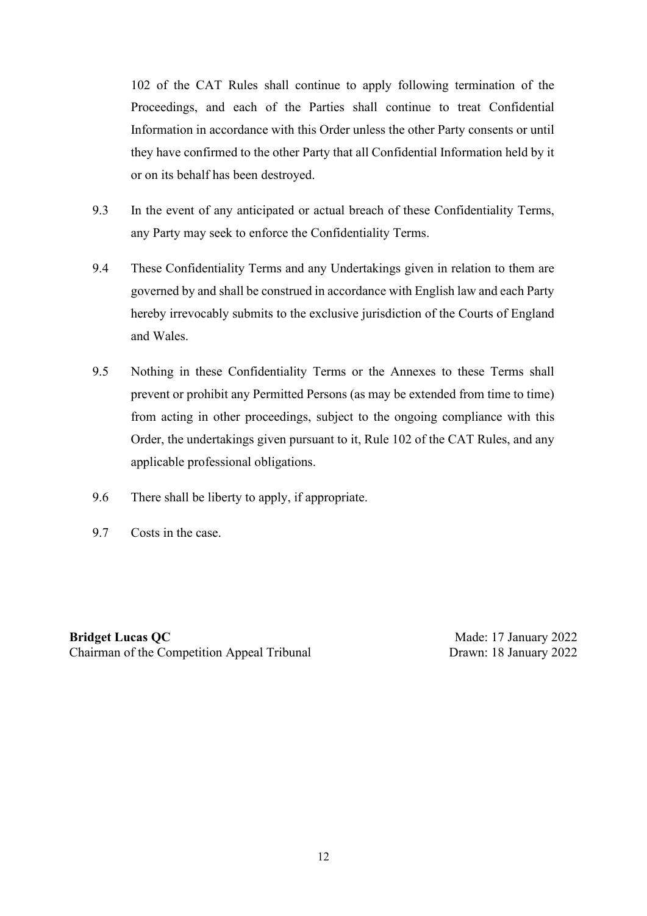102 of the CAT Rules shall continue to apply following termination of the Proceedings, and each of the Parties shall continue to treat Confidential Information in accordance with this Order unless the other Party consents or until they have confirmed to the other Party that all Confidential Information held by it or on its behalf has been destroyed.

9.3 In the event of any anticipated or actual breach of these Confidentiality Terms, any Party may seek to enforce the Confidentiality Terms.

9.4 These Confidentiality Terms and any Undertakings given in relation to them are governed by and shall be construed in accordance with English law and each Party hereby irrevocably submits to the exclusive jurisdiction of the Courts of England and Wales.

9.5 Nothing in these Confidentiality Terms or the Annexes to these Terms shall prevent or prohibit any Permitted Persons (as may be extended from time to time) from acting in other proceedings, subject to the ongoing compliance with this Order, the undertakings given pursuant to it, Rule 102 of the CAT Rules, and any applicable professional obligations.

9.6 There shall be liberty to apply, if appropriate.

9.7 Costs in the case.

**Bridget Lucas QC**
Chairman of the Competition Appeal Tribunal

Made: 17 January 2022
Drawn: 18 January 2022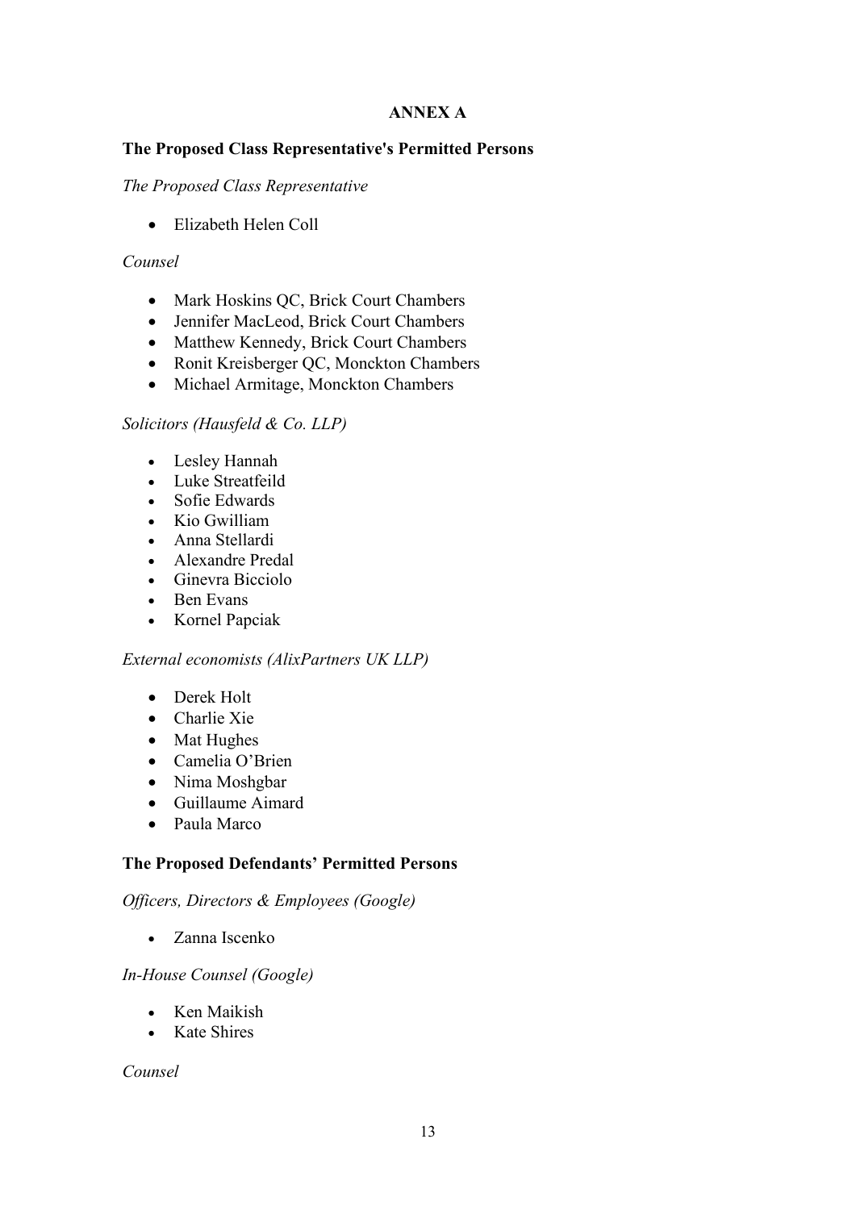# ANNEX A

## The Proposed Class Representative's Permitted Persons

*The Proposed Class Representative*

- Elizabeth Helen Coll

*Counsel*

- Mark Hoskins QC, Brick Court Chambers
- Jennifer MacLeod, Brick Court Chambers
- Matthew Kennedy, Brick Court Chambers
- Ronit Kreisberger QC, Monckton Chambers
- Michael Armitage, Monckton Chambers

*Solicitors (Hausfeld & Co. LLP)*

- Lesley Hannah
- Luke Streatfeild
- Sofie Edwards
- Kio Gwilliam
- Anna Stellardi
- Alexandre Predal
- Ginevra Bicciolo
- Ben Evans
- Kornel Papciak

*External economists (AlixPartners UK LLP)*

- Derek Holt
- Charlie Xie
- Mat Hughes
- Camelia O'Brien
- Nima Moshgbar
- Guillaume Aimard
- Paula Marco

## The Proposed Defendants' Permitted Persons

*Officers, Directors & Employees (Google)*

- Zanna Iscenko

*In-House Counsel (Google)*

- Ken Maikish
- Kate Shires

*Counsel*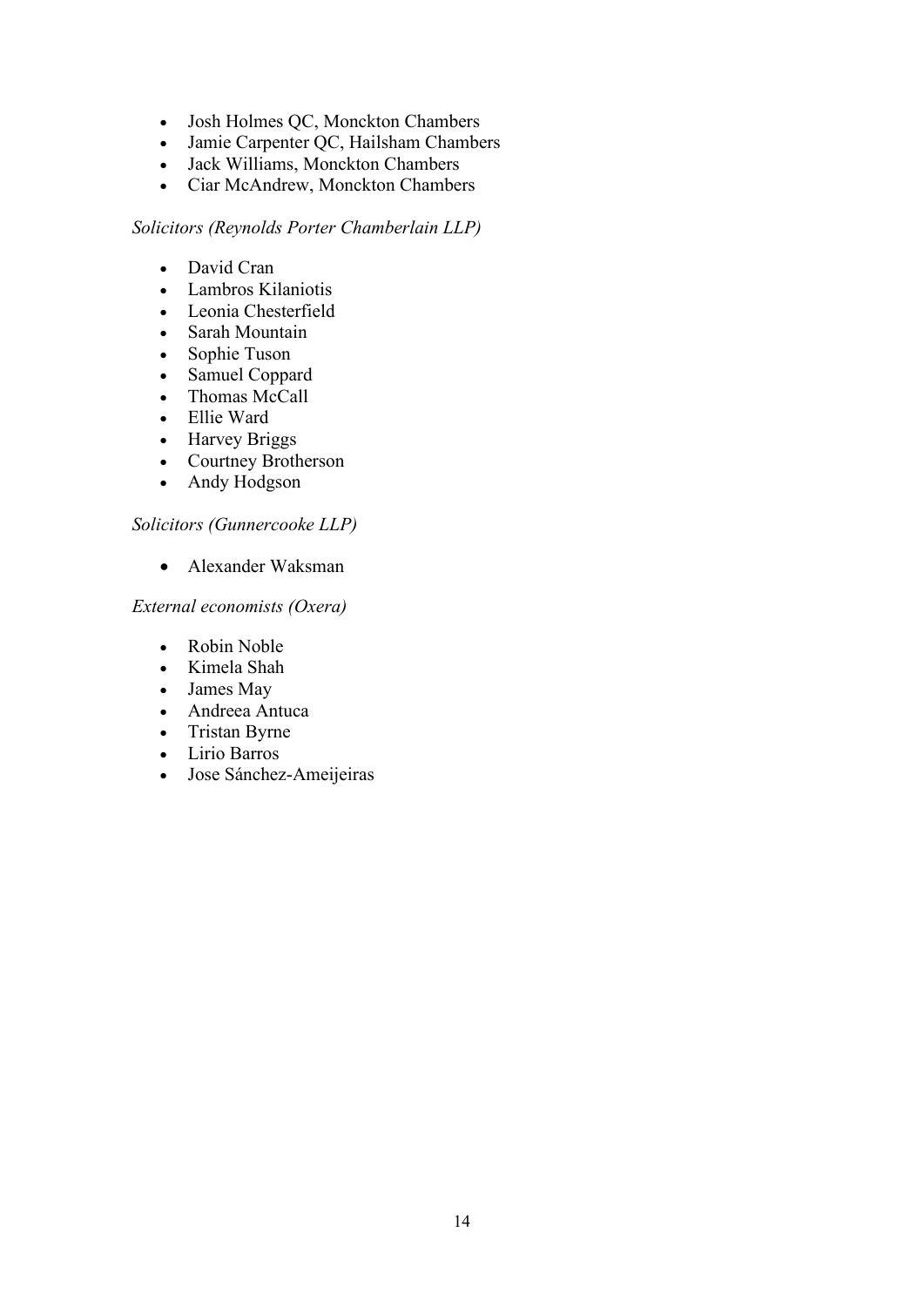- Josh Holmes QC, Monckton Chambers
- Jamie Carpenter QC, Hailsham Chambers
- Jack Williams, Monckton Chambers
- Ciar McAndrew, Monckton Chambers

*Solicitors (Reynolds Porter Chamberlain LLP)*

- David Cran
- Lambros Kilaniotis
- Leonia Chesterfield
- Sarah Mountain
- Sophie Tuson
- Samuel Coppard
- Thomas McCall
- Ellie Ward
- Harvey Briggs
- Courtney Brotherson
- Andy Hodgson

*Solicitors (Gunnercooke LLP)*

- Alexander Waksman

*External economists (Oxera)*

- Robin Noble
- Kimela Shah
- James May
- Andreea Antuca
- Tristan Byrne
- Lirio Barros
- Jose Sánchez-Ameijeiras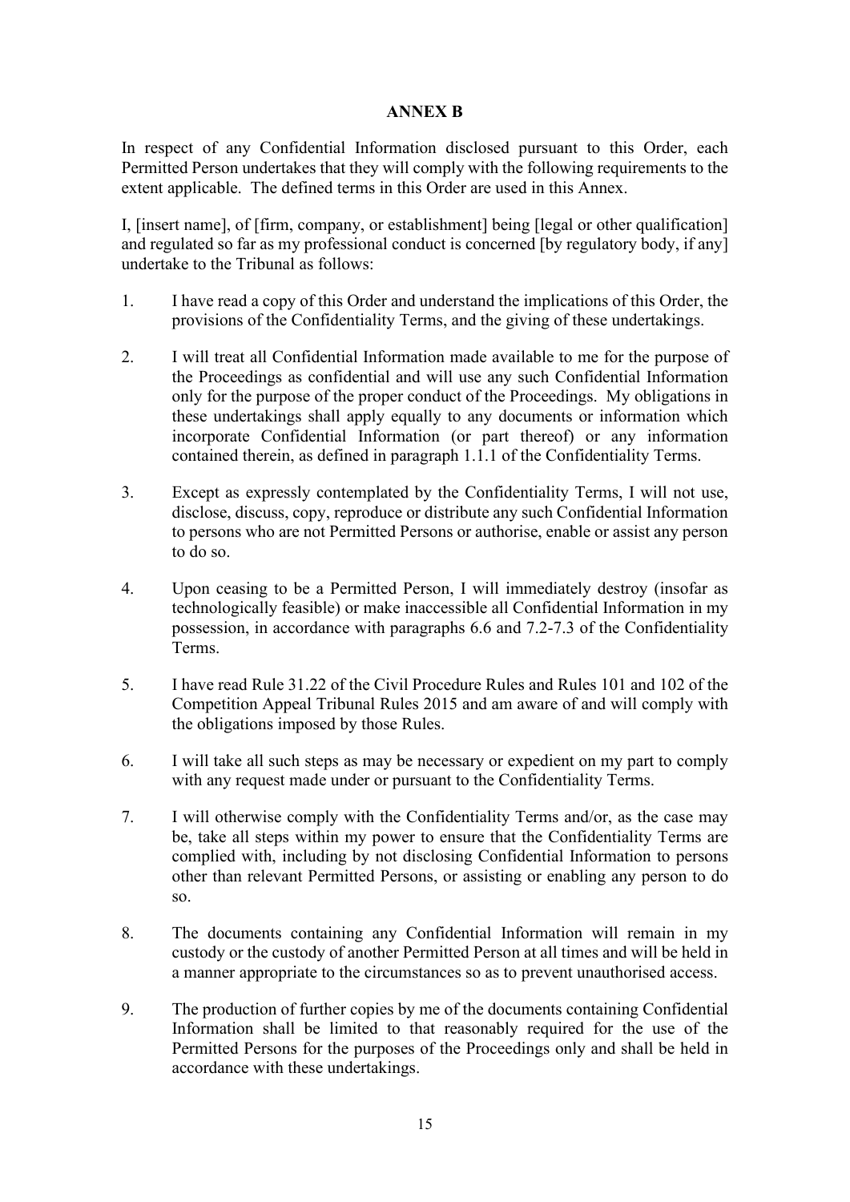**ANNEX B**

In respect of any Confidential Information disclosed pursuant to this Order, each Permitted Person undertakes that they will comply with the following requirements to the extent applicable. The defined terms in this Order are used in this Annex.

I, [insert name], of [firm, company, or establishment] being [legal or other qualification] and regulated so far as my professional conduct is concerned [by regulatory body, if any] undertake to the Tribunal as follows:

1. I have read a copy of this Order and understand the implications of this Order, the provisions of the Confidentiality Terms, and the giving of these undertakings.

2. I will treat all Confidential Information made available to me for the purpose of the Proceedings as confidential and will use any such Confidential Information only for the purpose of the proper conduct of the Proceedings. My obligations in these undertakings shall apply equally to any documents or information which incorporate Confidential Information (or part thereof) or any information contained therein, as defined in paragraph 1.1.1 of the Confidentiality Terms.

3. Except as expressly contemplated by the Confidentiality Terms, I will not use, disclose, discuss, copy, reproduce or distribute any such Confidential Information to persons who are not Permitted Persons or authorise, enable or assist any person to do so.

4. Upon ceasing to be a Permitted Person, I will immediately destroy (insofar as technologically feasible) or make inaccessible all Confidential Information in my possession, in accordance with paragraphs 6.6 and 7.2-7.3 of the Confidentiality Terms.

5. I have read Rule 31.22 of the Civil Procedure Rules and Rules 101 and 102 of the Competition Appeal Tribunal Rules 2015 and am aware of and will comply with the obligations imposed by those Rules.

6. I will take all such steps as may be necessary or expedient on my part to comply with any request made under or pursuant to the Confidentiality Terms.

7. I will otherwise comply with the Confidentiality Terms and/or, as the case may be, take all steps within my power to ensure that the Confidentiality Terms are complied with, including by not disclosing Confidential Information to persons other than relevant Permitted Persons, or assisting or enabling any person to do so.

8. The documents containing any Confidential Information will remain in my custody or the custody of another Permitted Person at all times and will be held in a manner appropriate to the circumstances so as to prevent unauthorised access.

9. The production of further copies by me of the documents containing Confidential Information shall be limited to that reasonably required for the use of the Permitted Persons for the purposes of the Proceedings only and shall be held in accordance with these undertakings.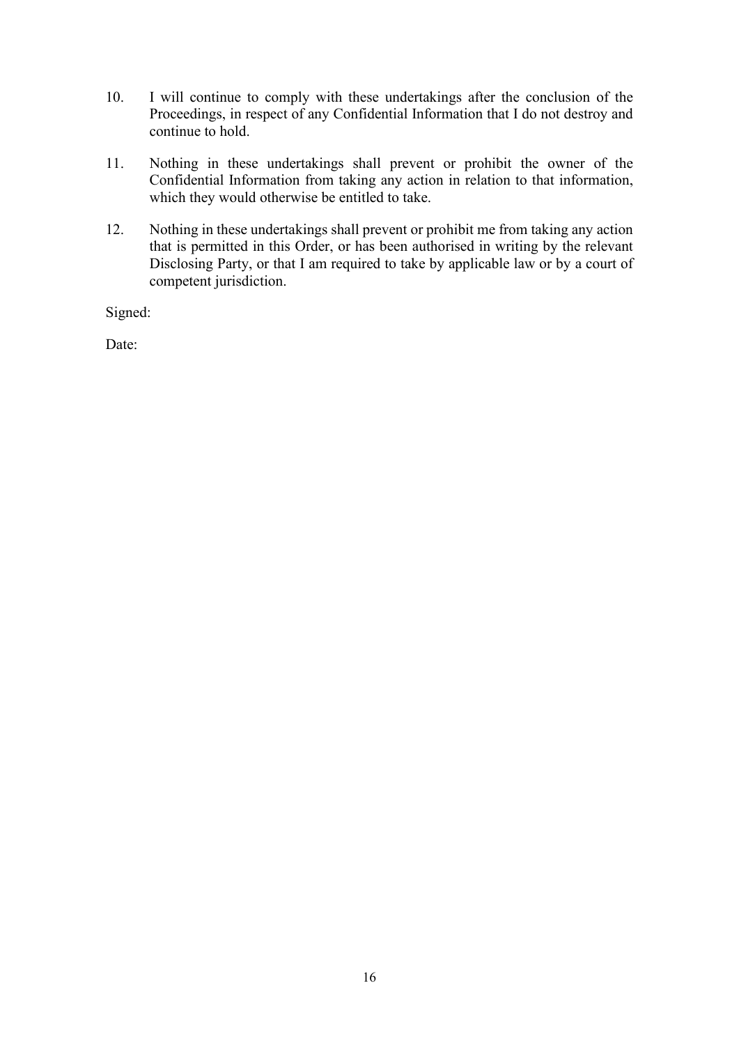10. I will continue to comply with these undertakings after the conclusion of the Proceedings, in respect of any Confidential Information that I do not destroy and continue to hold.

11. Nothing in these undertakings shall prevent or prohibit the owner of the Confidential Information from taking any action in relation to that information, which they would otherwise be entitled to take.

12. Nothing in these undertakings shall prevent or prohibit me from taking any action that is permitted in this Order, or has been authorised in writing by the relevant Disclosing Party, or that I am required to take by applicable law or by a court of competent jurisdiction.

Signed:

Date: